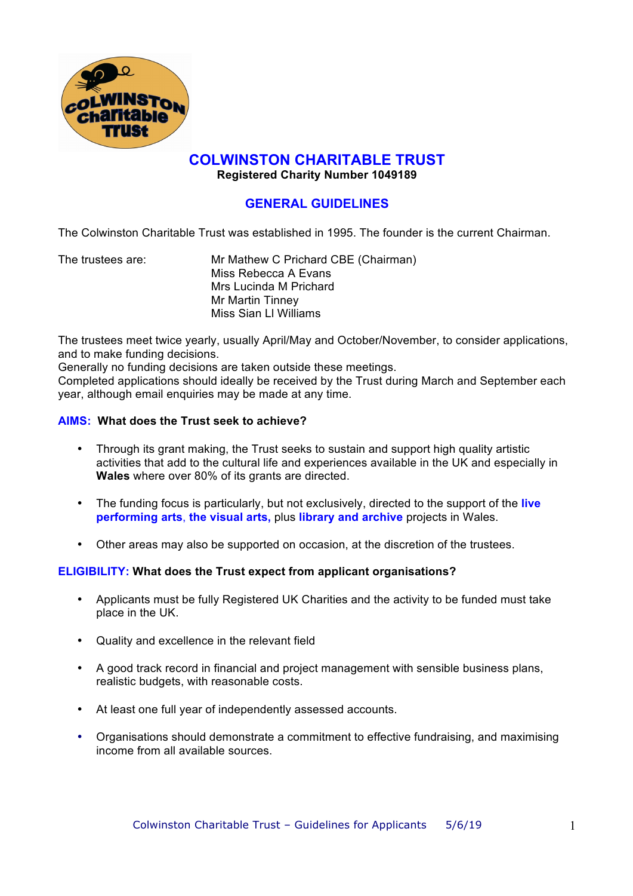# COLWINSTON CHARITABLE TRUST

**Registered Charity Number 1049189**

## GENERAL GUIDELINES

The Colwinston Charitable Trust was established in 1995. The founder is the current Chairman.

The trustees are:

Mr Mathew C Prichard CBE (Chairman)
Miss Rebecca A Evans
Mrs Lucinda M Prichard
Mr Martin Tinney
Miss Sian Ll Williams

The trustees meet twice yearly, usually April/May and October/November, to consider applications, and to make funding decisions.
Generally no funding decisions are taken outside these meetings.
Completed applications should ideally be received by the Trust during March and September each year, although email enquiries may be made at any time.

### AIMS: What does the Trust seek to achieve?

- Through its grant making, the Trust seeks to sustain and support high quality artistic activities that add to the cultural life and experiences available in the UK and especially in **Wales** where over 80% of its grants are directed.
- The funding focus is particularly, but not exclusively, directed to the support of the **live performing arts**, **the visual arts,** plus **library and archive** projects in Wales.
- Other areas may also be supported on occasion, at the discretion of the trustees.

### ELIGIBILITY: What does the Trust expect from applicant organisations?

- Applicants must be fully Registered UK Charities and the activity to be funded must take place in the UK.
- Quality and excellence in the relevant field
- A good track record in financial and project management with sensible business plans, realistic budgets, with reasonable costs.
- At least one full year of independently assessed accounts.
- Organisations should demonstrate a commitment to effective fundraising, and maximising income from all available sources.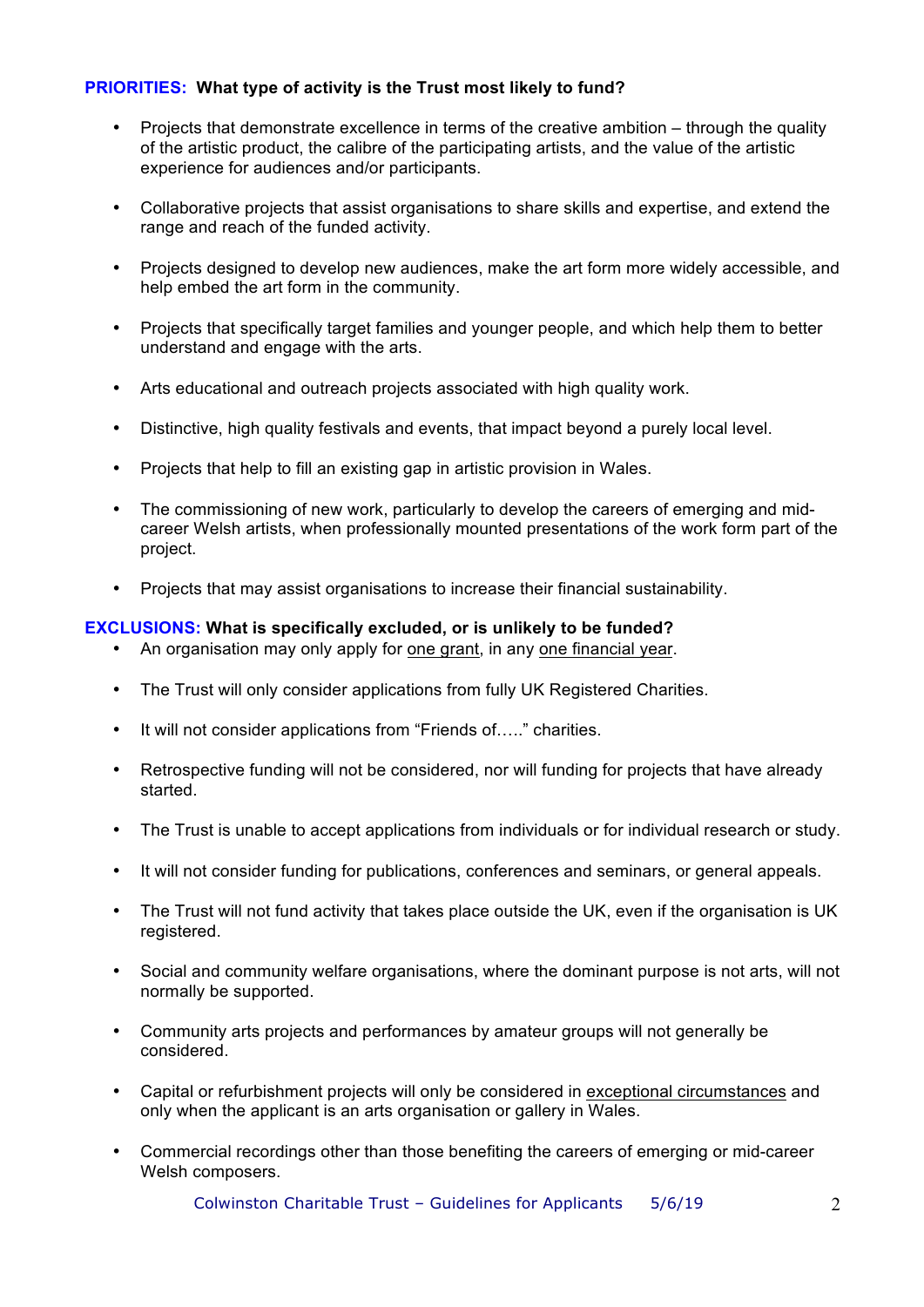**PRIORITIES: What type of activity is the Trust most likely to fund?**

- Projects that demonstrate excellence in terms of the creative ambition – through the quality of the artistic product, the calibre of the participating artists, and the value of the artistic experience for audiences and/or participants.

- Collaborative projects that assist organisations to share skills and expertise, and extend the range and reach of the funded activity.

- Projects designed to develop new audiences, make the art form more widely accessible, and help embed the art form in the community.

- Projects that specifically target families and younger people, and which help them to better understand and engage with the arts.

- Arts educational and outreach projects associated with high quality work.

- Distinctive, high quality festivals and events, that impact beyond a purely local level.

- Projects that help to fill an existing gap in artistic provision in Wales.

- The commissioning of new work, particularly to develop the careers of emerging and mid-career Welsh artists, when professionally mounted presentations of the work form part of the project.

- Projects that may assist organisations to increase their financial sustainability.

**EXCLUSIONS: What is specifically excluded, or is unlikely to be funded?**

- An organisation may only apply for one grant, in any one financial year.

- The Trust will only consider applications from fully UK Registered Charities.

- It will not consider applications from "Friends of….." charities.

- Retrospective funding will not be considered, nor will funding for projects that have already started.

- The Trust is unable to accept applications from individuals or for individual research or study.

- It will not consider funding for publications, conferences and seminars, or general appeals.

- The Trust will not fund activity that takes place outside the UK, even if the organisation is UK registered.

- Social and community welfare organisations, where the dominant purpose is not arts, will not normally be supported.

- Community arts projects and performances by amateur groups will not generally be considered.

- Capital or refurbishment projects will only be considered in exceptional circumstances and only when the applicant is an arts organisation or gallery in Wales.

- Commercial recordings other than those benefiting the careers of emerging or mid-career Welsh composers.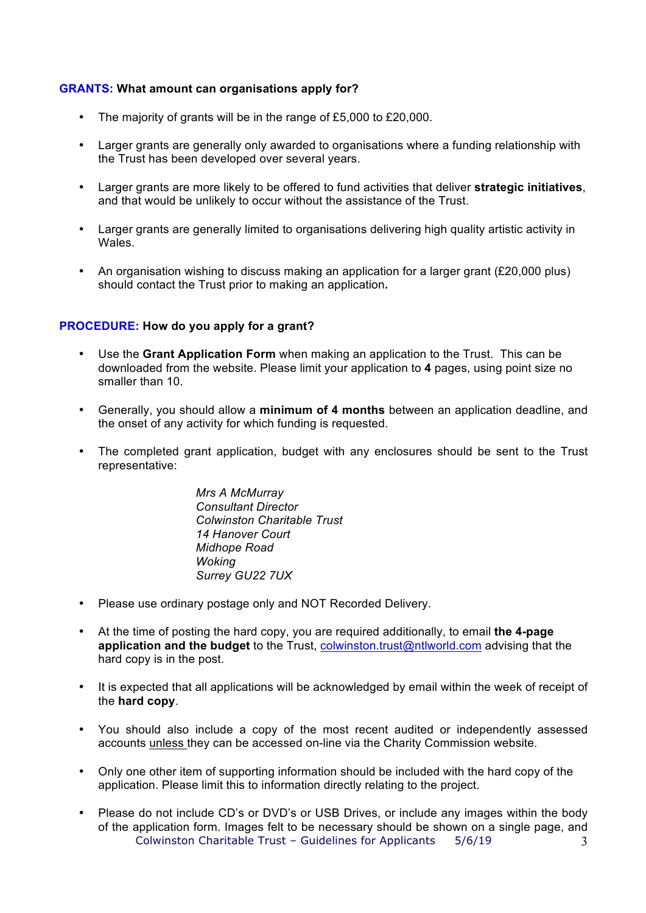**GRANTS: What amount can organisations apply for?**

- The majority of grants will be in the range of £5,000 to £20,000.
- Larger grants are generally only awarded to organisations where a funding relationship with the Trust has been developed over several years.
- Larger grants are more likely to be offered to fund activities that deliver **strategic initiatives**, and that would be unlikely to occur without the assistance of the Trust.
- Larger grants are generally limited to organisations delivering high quality artistic activity in Wales.
- An organisation wishing to discuss making an application for a larger grant (£20,000 plus) should contact the Trust prior to making an application**.**

**PROCEDURE: How do you apply for a grant?**

- Use the **Grant Application Form** when making an application to the Trust. This can be downloaded from the website. Please limit your application to **4** pages, using point size no smaller than 10.
- Generally, you should allow a **minimum of 4 months** between an application deadline, and the onset of any activity for which funding is requested.
- The completed grant application, budget with any enclosures should be sent to the Trust representative:

  *Mrs A McMurray*
  *Consultant Director*
  *Colwinston Charitable Trust*
  *14 Hanover Court*
  *Midhope Road*
  *Woking*
  *Surrey GU22 7UX*

- Please use ordinary postage only and NOT Recorded Delivery.
- At the time of posting the hard copy, you are required additionally, to email **the 4-page application and the budget** to the Trust, colwinston.trust@ntlworld.com advising that the hard copy is in the post.
- It is expected that all applications will be acknowledged by email within the week of receipt of the **hard copy**.
- You should also include a copy of the most recent audited or independently assessed accounts unless they can be accessed on-line via the Charity Commission website.
- Only one other item of supporting information should be included with the hard copy of the application. Please limit this to information directly relating to the project.
- Please do not include CD's or DVD's or USB Drives, or include any images within the body of the application form. Images felt to be necessary should be shown on a single page, and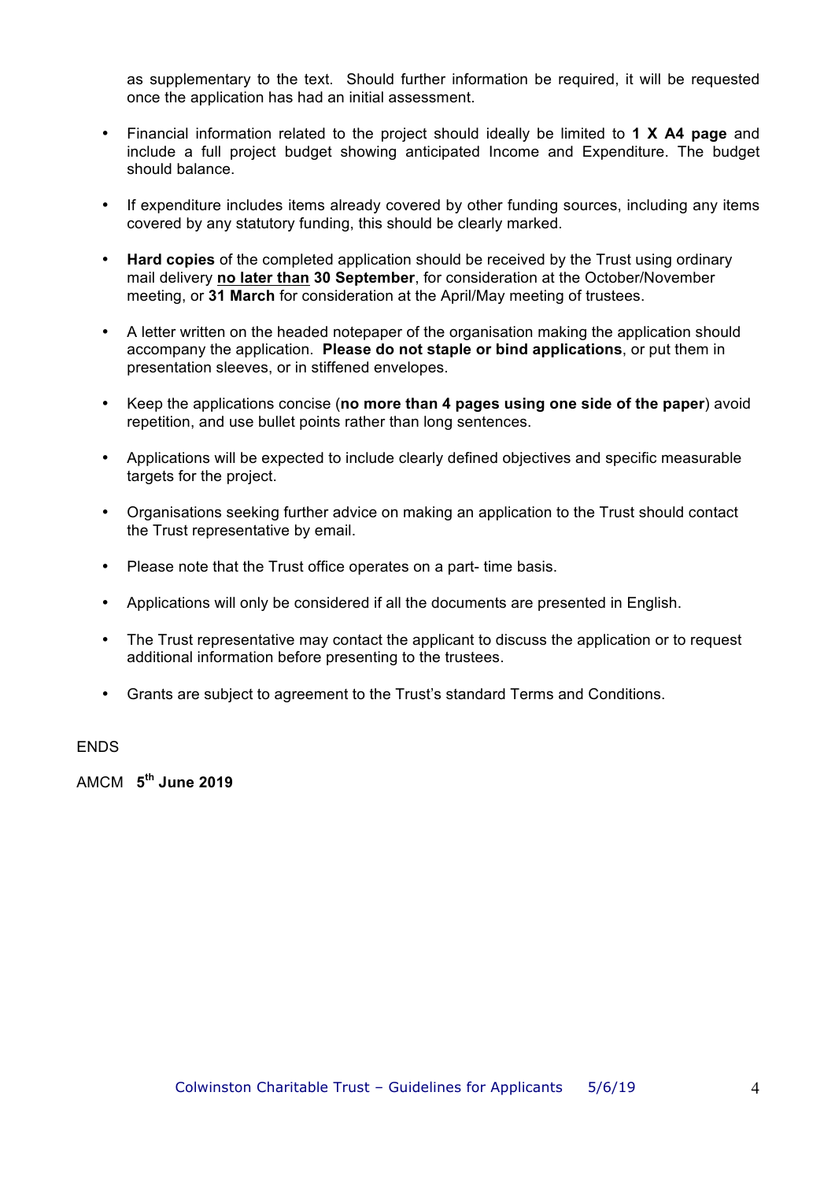as supplementary to the text. Should further information be required, it will be requested once the application has had an initial assessment.

- Financial information related to the project should ideally be limited to **1 X A4 page** and include a full project budget showing anticipated Income and Expenditure. The budget should balance.

- If expenditure includes items already covered by other funding sources, including any items covered by any statutory funding, this should be clearly marked.

- **Hard copies** of the completed application should be received by the Trust using ordinary mail delivery **no later than** **30 September**, for consideration at the October/November meeting, or **31 March** for consideration at the April/May meeting of trustees.

- A letter written on the headed notepaper of the organisation making the application should accompany the application. **Please do not staple or bind applications**, or put them in presentation sleeves, or in stiffened envelopes.

- Keep the applications concise (**no more than 4 pages using one side of the paper**) avoid repetition, and use bullet points rather than long sentences.

- Applications will be expected to include clearly defined objectives and specific measurable targets for the project.

- Organisations seeking further advice on making an application to the Trust should contact the Trust representative by email.

- Please note that the Trust office operates on a part- time basis.

- Applications will only be considered if all the documents are presented in English.

- The Trust representative may contact the applicant to discuss the application or to request additional information before presenting to the trustees.

- Grants are subject to agreement to the Trust's standard Terms and Conditions.

ENDS

AMCM **5th June 2019**